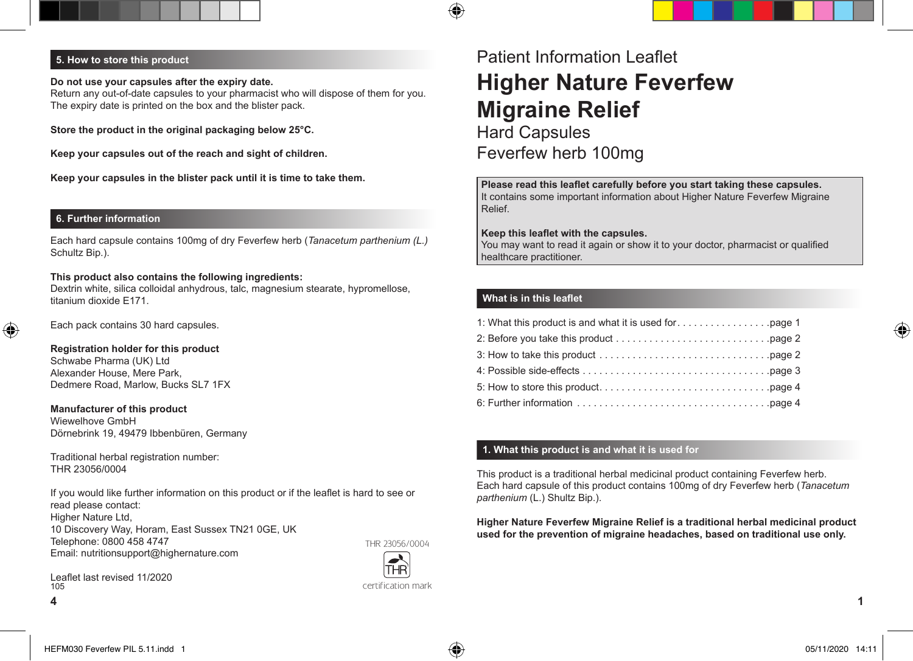Patient Information Leaflet

# Higher Nature Feverfew Migraine Relief

Hard Capsules
Feverfew herb 100mg

**Please read this leaflet carefully before you start taking these capsules.**
It contains some important information about Higher Nature Feverfew Migraine Relief.

**Keep this leaflet with the capsules.**
You may want to read it again or show it to your doctor, pharmacist or qualified healthcare practitioner.

## What is in this leaflet

1: What this product is and what it is used for . . . . . . . . . . . . . . . . page 1
2: Before you take this product . . . . . . . . . . . . . . . . . . . . . . . . . . . page 2
3: How to take this product . . . . . . . . . . . . . . . . . . . . . . . . . . . . . page 2
4: Possible side-effects . . . . . . . . . . . . . . . . . . . . . . . . . . . . . . . . page 3
5: How to store this product . . . . . . . . . . . . . . . . . . . . . . . . . . . . page 4
6: Further information . . . . . . . . . . . . . . . . . . . . . . . . . . . . . . . . . page 4

## 1. What this product is and what it is used for

This product is a traditional herbal medicinal product containing Feverfew herb. Each hard capsule of this product contains 100mg of dry Feverfew herb (*Tanacetum parthenium* (L.) Shultz Bip.).

**Higher Nature Feverfew Migraine Relief is a traditional herbal medicinal product used for the prevention of migraine headaches, based on traditional use only.**

## 5. How to store this product

**Do not use your capsules after the expiry date.**
Return any out-of-date capsules to your pharmacist who will dispose of them for you. The expiry date is printed on the box and the blister pack.

**Store the product in the original packaging below 25°C.**

**Keep your capsules out of the reach and sight of children.**

**Keep your capsules in the blister pack until it is time to take them.**

## 6. Further information

Each hard capsule contains 100mg of dry Feverfew herb (*Tanacetum parthenium (L.)* Schultz Bip.).

**This product also contains the following ingredients:**
Dextrin white, silica colloidal anhydrous, talc, magnesium stearate, hypromellose, titanium dioxide E171.

Each pack contains 30 hard capsules.

**Registration holder for this product**
Schwabe Pharma (UK) Ltd
Alexander House, Mere Park,
Dedmere Road, Marlow, Bucks SL7 1FX

**Manufacturer of this product**
Wiewelhove GmbH
Dörnebrink 19, 49479 Ibbenbüren, Germany

Traditional herbal registration number:
THR 23056/0004

If you would like further information on this product or if the leaflet is hard to see or read please contact:
Higher Nature Ltd,
10 Discovery Way, Horam, East Sussex TN21 0GE, UK
Telephone: 0800 458 4747
Email: nutritionsupport@highernature.com

THR 23056/0004
THR
certification mark

Leaflet last revised 11/2020
105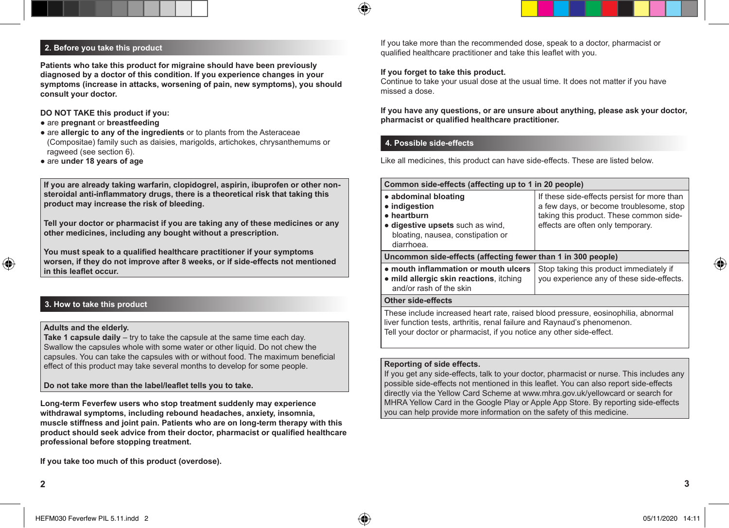## 2. Before you take this product

**Patients who take this product for migraine should have been previously diagnosed by a doctor of this condition. If you experience changes in your symptoms (increase in attacks, worsening of pain, new symptoms), you should consult your doctor.**

**DO NOT TAKE this product if you:**

- are **pregnant** or **breastfeeding**
- are **allergic to any of the ingredients** or to plants from the Asteraceae (Compositae) family such as daisies, marigolds, artichokes, chrysanthemums or ragweed (see section 6).
- are **under 18 years of age**

**If you are already taking warfarin, clopidogrel, aspirin, ibuprofen or other non-steroidal anti-inflammatory drugs, there is a theoretical risk that taking this product may increase the risk of bleeding.**

**Tell your doctor or pharmacist if you are taking any of these medicines or any other medicines, including any bought without a prescription.**

**You must speak to a qualified healthcare practitioner if your symptoms worsen, if they do not improve after 8 weeks, or if side-effects not mentioned in this leaflet occur.**

## 3. How to take this product

**Adults and the elderly.**
**Take 1 capsule daily** – try to take the capsule at the same time each day. Swallow the capsules whole with some water or other liquid. Do not chew the capsules. You can take the capsules with or without food. The maximum beneficial effect of this product may take several months to develop for some people.

**Do not take more than the label/leaflet tells you to take.**

**Long-term Feverfew users who stop treatment suddenly may experience withdrawal symptoms, including rebound headaches, anxiety, insomnia, muscle stiffness and joint pain. Patients who are on long-term therapy with this product should seek advice from their doctor, pharmacist or qualified healthcare professional before stopping treatment.**

**If you take too much of this product (overdose).**

If you take more than the recommended dose, speak to a doctor, pharmacist or qualified healthcare practitioner and take this leaflet with you.

**If you forget to take this product.**
Continue to take your usual dose at the usual time. It does not matter if you have missed a dose.

**If you have any questions, or are unsure about anything, please ask your doctor, pharmacist or qualified healthcare practitioner.**

## 4. Possible side-effects

Like all medicines, this product can have side-effects. These are listed below.

| **Common side-effects (affecting up to 1 in 20 people)** | |
|---|---|
| • **abdominal bloating**<br>• **indigestion**<br>• **heartburn**<br>• **digestive upsets** such as wind, bloating, nausea, constipation or diarrhoea. | If these side-effects persist for more than a few days, or become troublesome, stop taking this product. These common side-effects are often only temporary. |
| **Uncommon side-effects (affecting fewer than 1 in 300 people)** | |
| • **mouth inflammation or mouth ulcers**<br>• **mild allergic skin reactions**, itching and/or rash of the skin | Stop taking this product immediately if you experience any of these side-effects. |
| **Other side-effects** | |
| These include increased heart rate, raised blood pressure, eosinophilia, abnormal liver function tests, arthritis, renal failure and Raynaud's phenomenon.<br>Tell your doctor or pharmacist, if you notice any other side-effect. | |

**Reporting of side effects.**
If you get any side-effects, talk to your doctor, pharmacist or nurse. This includes any possible side-effects not mentioned in this leaflet. You can also report side-effects directly via the Yellow Card Scheme at www.mhra.gov.uk/yellowcard or search for MHRA Yellow Card in the Google Play or Apple App Store. By reporting side-effects you can help provide more information on the safety of this medicine.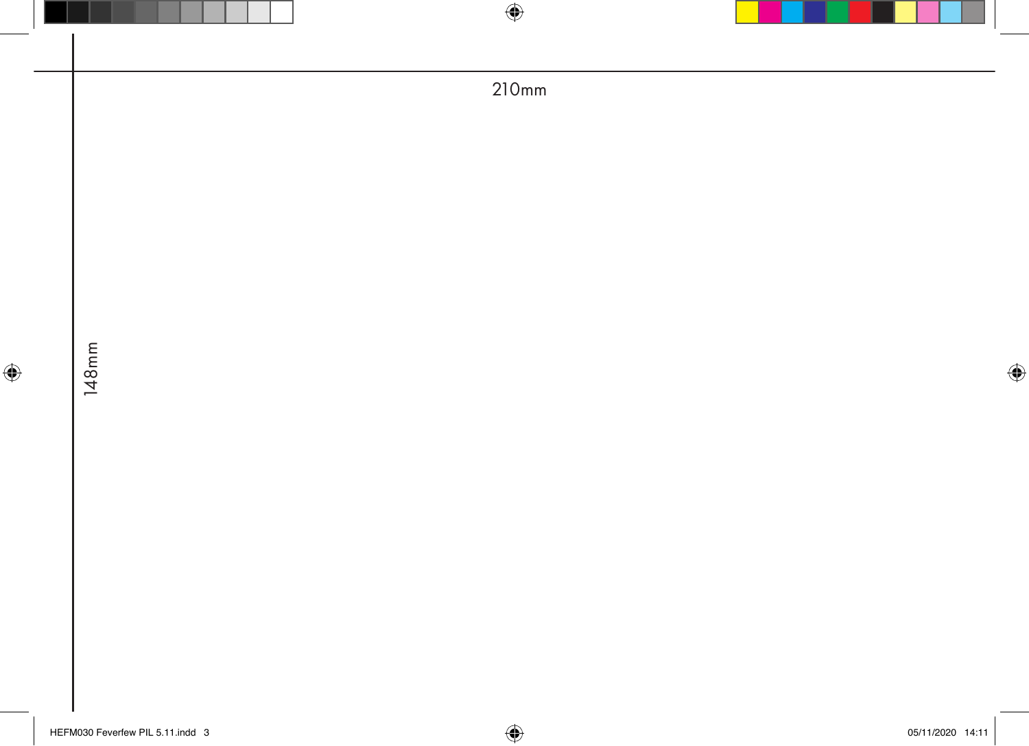210mm

148mm